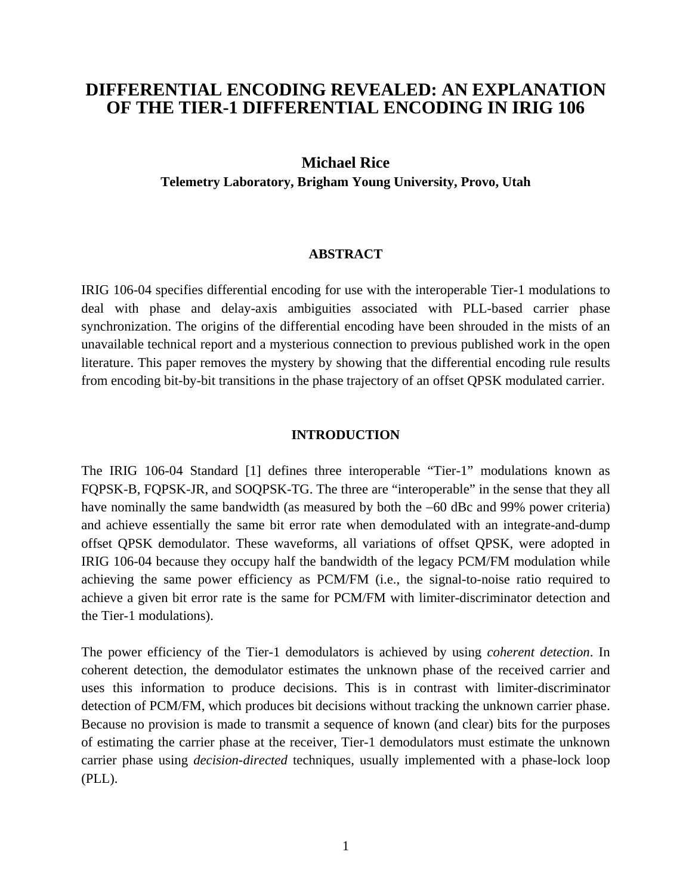# DIFFERENTIAL ENCODING REVEALED: AN EXPLANATION OF THE TIER-1 DIFFERENTIAL ENCODING IN IRIG 106

**Michael Rice**

**Telemetry Laboratory, Brigham Young University, Provo, Utah**

## ABSTRACT

IRIG 106-04 specifies differential encoding for use with the interoperable Tier-1 modulations to deal with phase and delay-axis ambiguities associated with PLL-based carrier phase synchronization. The origins of the differential encoding have been shrouded in the mists of an unavailable technical report and a mysterious connection to previous published work in the open literature. This paper removes the mystery by showing that the differential encoding rule results from encoding bit-by-bit transitions in the phase trajectory of an offset QPSK modulated carrier.

## INTRODUCTION

The IRIG 106-04 Standard [1] defines three interoperable "Tier-1" modulations known as FQPSK-B, FQPSK-JR, and SOQPSK-TG. The three are "interoperable" in the sense that they all have nominally the same bandwidth (as measured by both the –60 dBc and 99% power criteria) and achieve essentially the same bit error rate when demodulated with an integrate-and-dump offset QPSK demodulator. These waveforms, all variations of offset QPSK, were adopted in IRIG 106-04 because they occupy half the bandwidth of the legacy PCM/FM modulation while achieving the same power efficiency as PCM/FM (i.e., the signal-to-noise ratio required to achieve a given bit error rate is the same for PCM/FM with limiter-discriminator detection and the Tier-1 modulations).

The power efficiency of the Tier-1 demodulators is achieved by using *coherent detection*. In coherent detection, the demodulator estimates the unknown phase of the received carrier and uses this information to produce decisions. This is in contrast with limiter-discriminator detection of PCM/FM, which produces bit decisions without tracking the unknown carrier phase. Because no provision is made to transmit a sequence of known (and clear) bits for the purposes of estimating the carrier phase at the receiver, Tier-1 demodulators must estimate the unknown carrier phase using *decision-directed* techniques, usually implemented with a phase-lock loop (PLL).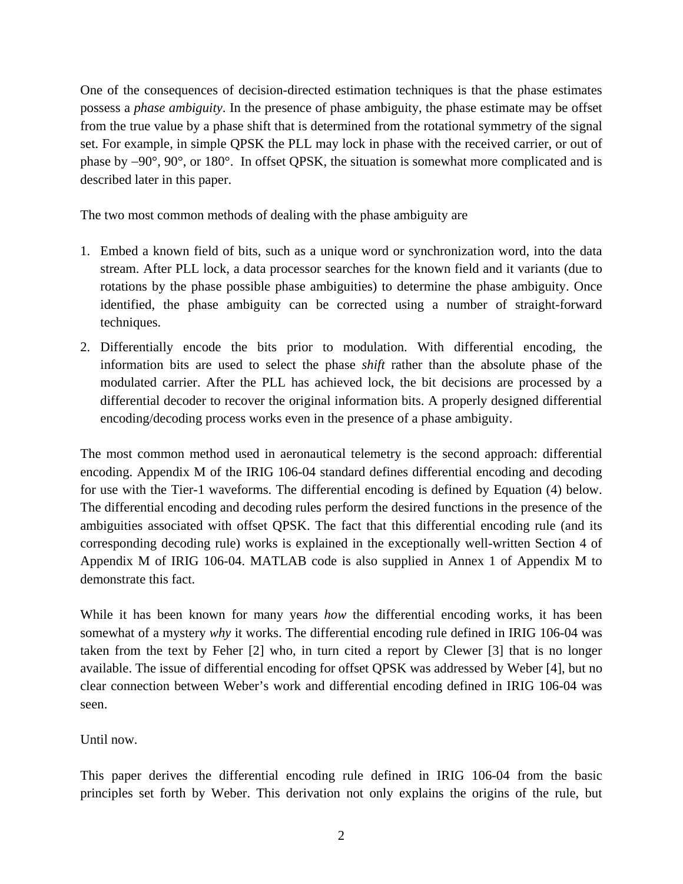One of the consequences of decision-directed estimation techniques is that the phase estimates possess a *phase ambiguity*. In the presence of phase ambiguity, the phase estimate may be offset from the true value by a phase shift that is determined from the rotational symmetry of the signal set. For example, in simple QPSK the PLL may lock in phase with the received carrier, or out of phase by –90°, 90°, or 180°. In offset QPSK, the situation is somewhat more complicated and is described later in this paper.

The two most common methods of dealing with the phase ambiguity are

1. Embed a known field of bits, such as a unique word or synchronization word, into the data stream. After PLL lock, a data processor searches for the known field and it variants (due to rotations by the phase possible phase ambiguities) to determine the phase ambiguity. Once identified, the phase ambiguity can be corrected using a number of straight-forward techniques.
2. Differentially encode the bits prior to modulation. With differential encoding, the information bits are used to select the phase *shift* rather than the absolute phase of the modulated carrier. After the PLL has achieved lock, the bit decisions are processed by a differential decoder to recover the original information bits. A properly designed differential encoding/decoding process works even in the presence of a phase ambiguity.

The most common method used in aeronautical telemetry is the second approach: differential encoding. Appendix M of the IRIG 106-04 standard defines differential encoding and decoding for use with the Tier-1 waveforms. The differential encoding is defined by Equation (4) below. The differential encoding and decoding rules perform the desired functions in the presence of the ambiguities associated with offset QPSK. The fact that this differential encoding rule (and its corresponding decoding rule) works is explained in the exceptionally well-written Section 4 of Appendix M of IRIG 106-04. MATLAB code is also supplied in Annex 1 of Appendix M to demonstrate this fact.

While it has been known for many years *how* the differential encoding works, it has been somewhat of a mystery *why* it works. The differential encoding rule defined in IRIG 106-04 was taken from the text by Feher [2] who, in turn cited a report by Clewer [3] that is no longer available. The issue of differential encoding for offset QPSK was addressed by Weber [4], but no clear connection between Weber's work and differential encoding defined in IRIG 106-04 was seen.

Until now.

This paper derives the differential encoding rule defined in IRIG 106-04 from the basic principles set forth by Weber. This derivation not only explains the origins of the rule, but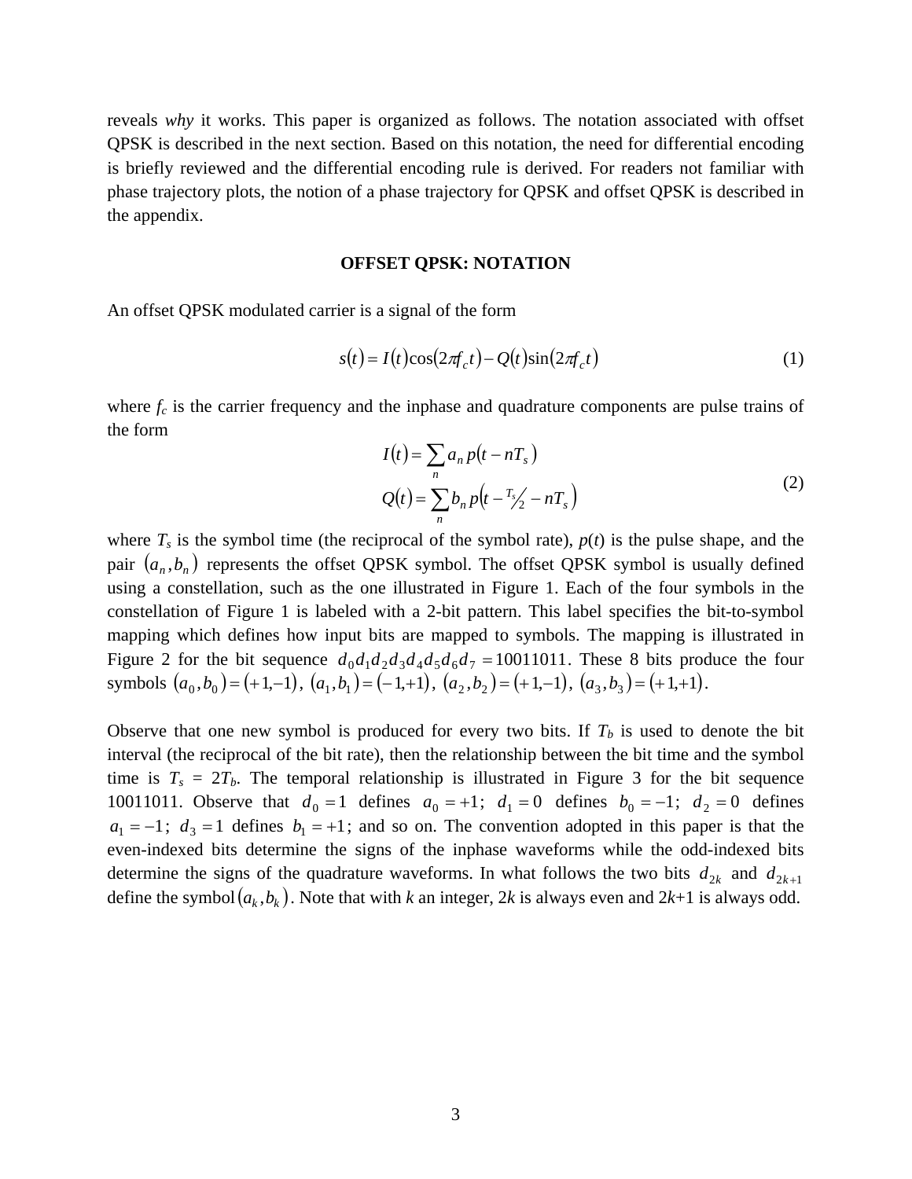reveals *why* it works. This paper is organized as follows. The notation associated with offset QPSK is described in the next section. Based on this notation, the need for differential encoding is briefly reviewed and the differential encoding rule is derived. For readers not familiar with phase trajectory plots, the notion of a phase trajectory for QPSK and offset QPSK is described in the appendix.

## OFFSET QPSK: NOTATION

An offset QPSK modulated carrier is a signal of the form

$$s(t) = I(t)\cos(2\pi f_c t) - Q(t)\sin(2\pi f_c t) \tag{1}$$

where $f_c$ is the carrier frequency and the inphase and quadrature components are pulse trains of the form

$$\begin{aligned} I(t) &= \sum_n a_n p(t - nT_s) \\ Q(t) &= \sum_n b_n p\left(t - \tfrac{T_s}{2} - nT_s\right) \end{aligned} \tag{2}$$

where $T_s$ is the symbol time (the reciprocal of the symbol rate), $p(t)$ is the pulse shape, and the pair $(a_n, b_n)$ represents the offset QPSK symbol. The offset QPSK symbol is usually defined using a constellation, such as the one illustrated in Figure 1. Each of the four symbols in the constellation of Figure 1 is labeled with a 2-bit pattern. This label specifies the bit-to-symbol mapping which defines how input bits are mapped to symbols. The mapping is illustrated in Figure 2 for the bit sequence $d_0 d_1 d_2 d_3 d_4 d_5 d_6 d_7 = 10011011$. These 8 bits produce the four symbols $(a_0, b_0) = (+1, -1)$, $(a_1, b_1) = (-1, +1)$, $(a_2, b_2) = (+1, -1)$, $(a_3, b_3) = (+1, +1)$.

Observe that one new symbol is produced for every two bits. If $T_b$ is used to denote the bit interval (the reciprocal of the bit rate), then the relationship between the bit time and the symbol time is $T_s = 2T_b$. The temporal relationship is illustrated in Figure 3 for the bit sequence 10011011. Observe that $d_0 = 1$ defines $a_0 = +1$; $d_1 = 0$ defines $b_0 = -1$; $d_2 = 0$ defines $a_1 = -1$; $d_3 = 1$ defines $b_1 = +1$; and so on. The convention adopted in this paper is that the even-indexed bits determine the signs of the inphase waveforms while the odd-indexed bits determine the signs of the quadrature waveforms. In what follows the two bits $d_{2k}$ and $d_{2k+1}$ define the symbol $(a_k, b_k)$. Note that with $k$ an integer, $2k$ is always even and $2k+1$ is always odd.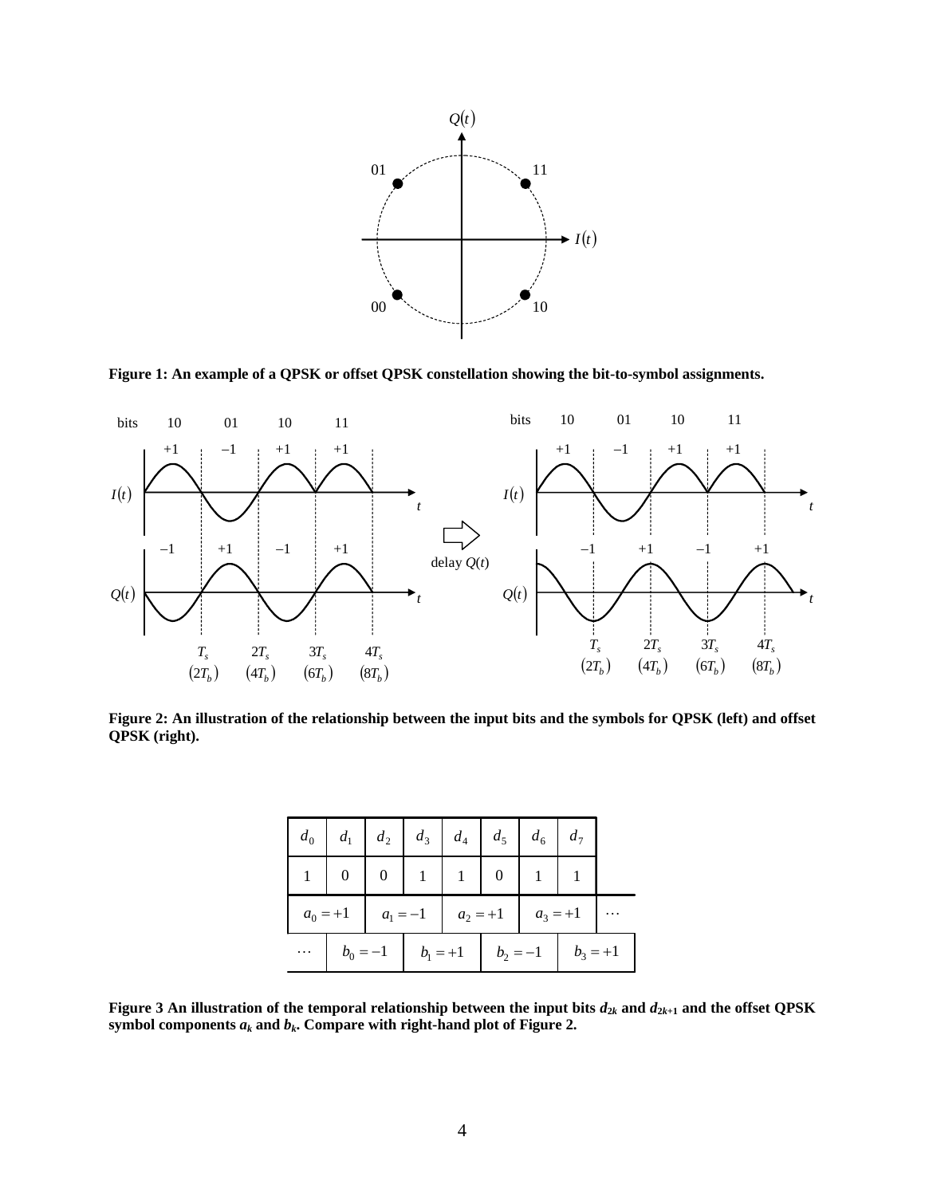Figure 1: An example of a QPSK or offset QPSK constellation showing the bit-to-symbol assignments.

Figure 2: An illustration of the relationship between the input bits and the symbols for QPSK (left) and offset QPSK (right).

| $d_0$ | $d_1$ | $d_2$ | $d_3$ | $d_4$ | $d_5$ | $d_6$ | $d_7$ | |
|---|---|---|---|---|---|---|---|---|
| 1 | 0 | 0 | 1 | 1 | 0 | 1 | 1 | |
| $a_0 = +1$ | | $a_1 = -1$ | | $a_2 = +1$ | | $a_3 = +1$ | | $\cdots$ |
| $\cdots$ | $b_0 = -1$ | | $b_1 = +1$ | | $b_2 = -1$ | | $b_3 = +1$ | |

**Figure 3 An illustration of the temporal relationship between the input bits $d_{2k}$ and $d_{2k+1}$ and the offset QPSK symbol components $a_k$ and $b_k$. Compare with right-hand plot of Figure 2.**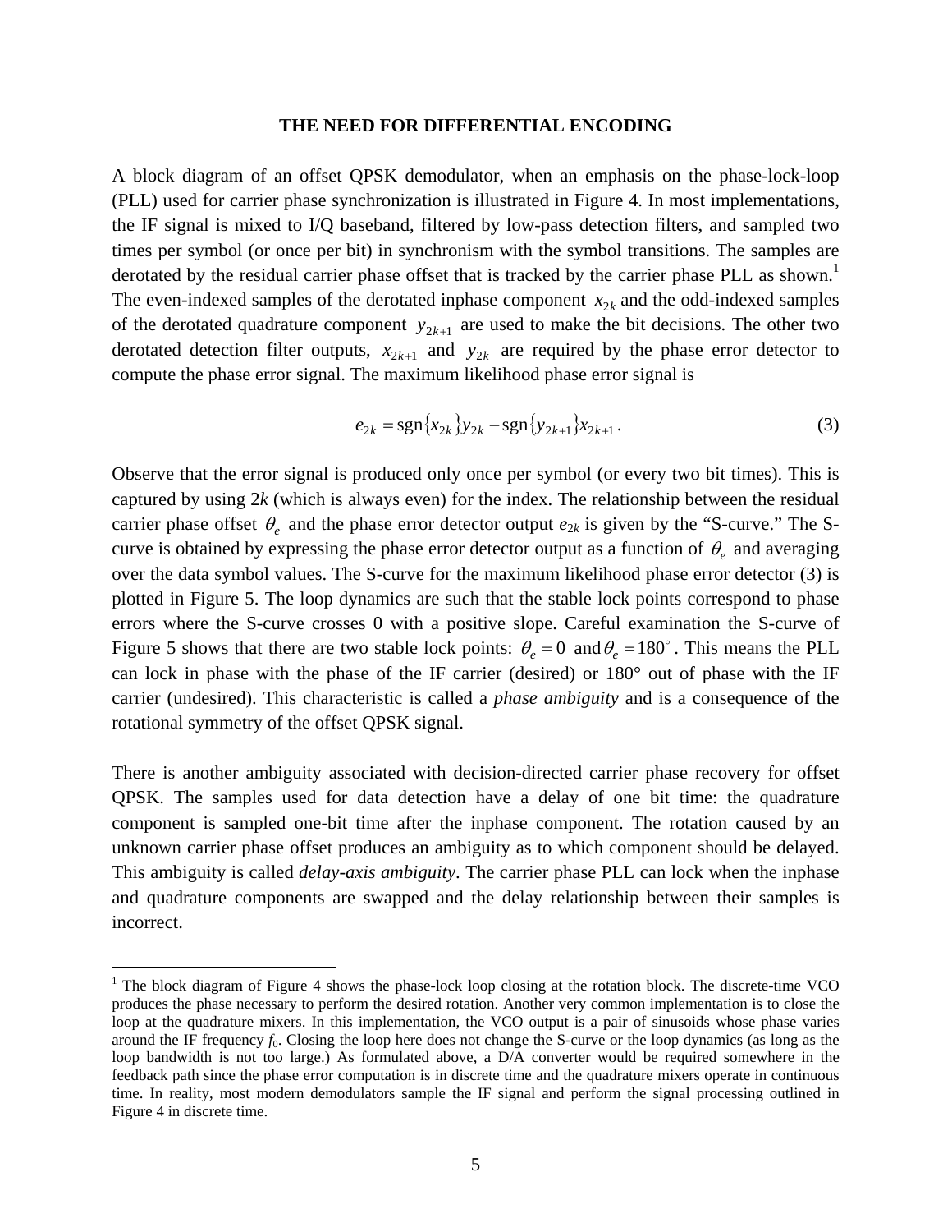## THE NEED FOR DIFFERENTIAL ENCODING

A block diagram of an offset QPSK demodulator, when an emphasis on the phase-lock-loop (PLL) used for carrier phase synchronization is illustrated in Figure 4. In most implementations, the IF signal is mixed to I/Q baseband, filtered by low-pass detection filters, and sampled two times per symbol (or once per bit) in synchronism with the symbol transitions. The samples are derotated by the residual carrier phase offset that is tracked by the carrier phase PLL as shown.[1] The even-indexed samples of the derotated inphase component $x_{2k}$ and the odd-indexed samples of the derotated quadrature component $y_{2k+1}$ are used to make the bit decisions. The other two derotated detection filter outputs, $x_{2k+1}$ and $y_{2k}$ are required by the phase error detector to compute the phase error signal. The maximum likelihood phase error signal is

$$e_{2k} = \text{sgn}\{x_{2k}\}y_{2k} - \text{sgn}\{y_{2k+1}\}x_{2k+1}. \tag{3}$$

Observe that the error signal is produced only once per symbol (or every two bit times). This is captured by using 2*k* (which is always even) for the index. The relationship between the residual carrier phase offset $\theta_e$ and the phase error detector output $e_{2k}$ is given by the "S-curve." The S-curve is obtained by expressing the phase error detector output as a function of $\theta_e$ and averaging over the data symbol values. The S-curve for the maximum likelihood phase error detector (3) is plotted in Figure 5. The loop dynamics are such that the stable lock points correspond to phase errors where the S-curve crosses 0 with a positive slope. Careful examination the S-curve of Figure 5 shows that there are two stable lock points: $\theta_e = 0$ and $\theta_e = 180^\circ$. This means the PLL can lock in phase with the phase of the IF carrier (desired) or 180° out of phase with the IF carrier (undesired). This characteristic is called a *phase ambiguity* and is a consequence of the rotational symmetry of the offset QPSK signal.

There is another ambiguity associated with decision-directed carrier phase recovery for offset QPSK. The samples used for data detection have a delay of one bit time: the quadrature component is sampled one-bit time after the inphase component. The rotation caused by an unknown carrier phase offset produces an ambiguity as to which component should be delayed. This ambiguity is called *delay-axis ambiguity*. The carrier phase PLL can lock when the inphase and quadrature components are swapped and the delay relationship between their samples is incorrect.

---

[1] The block diagram of Figure 4 shows the phase-lock loop closing at the rotation block. The discrete-time VCO produces the phase necessary to perform the desired rotation. Another very common implementation is to close the loop at the quadrature mixers. In this implementation, the VCO output is a pair of sinusoids whose phase varies around the IF frequency $f_0$. Closing the loop here does not change the S-curve or the loop dynamics (as long as the loop bandwidth is not too large.) As formulated above, a D/A converter would be required somewhere in the feedback path since the phase error computation is in discrete time and the quadrature mixers operate in continuous time. In reality, most modern demodulators sample the IF signal and perform the signal processing outlined in Figure 4 in discrete time.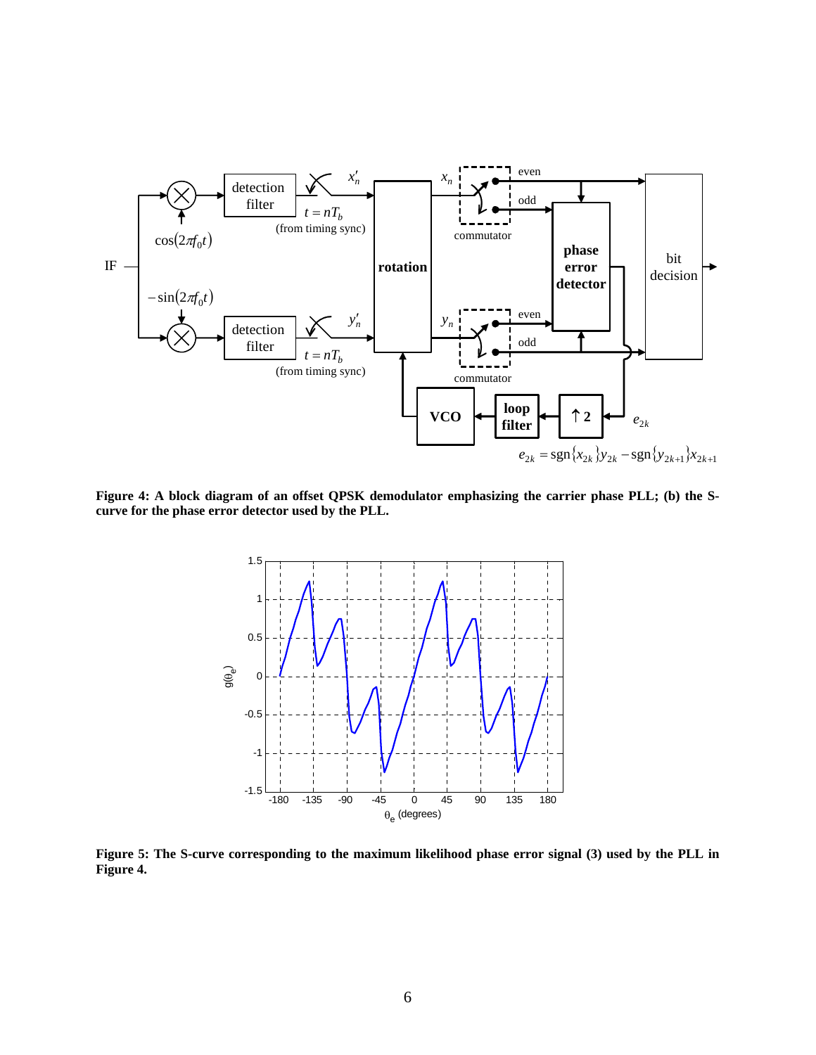**Figure 4: A block diagram of an offset QPSK demodulator emphasizing the carrier phase PLL; (b) the S-curve for the phase error detector used by the PLL.**

**Figure 5: The S-curve corresponding to the maximum likelihood phase error signal (3) used by the PLL in Figure 4.**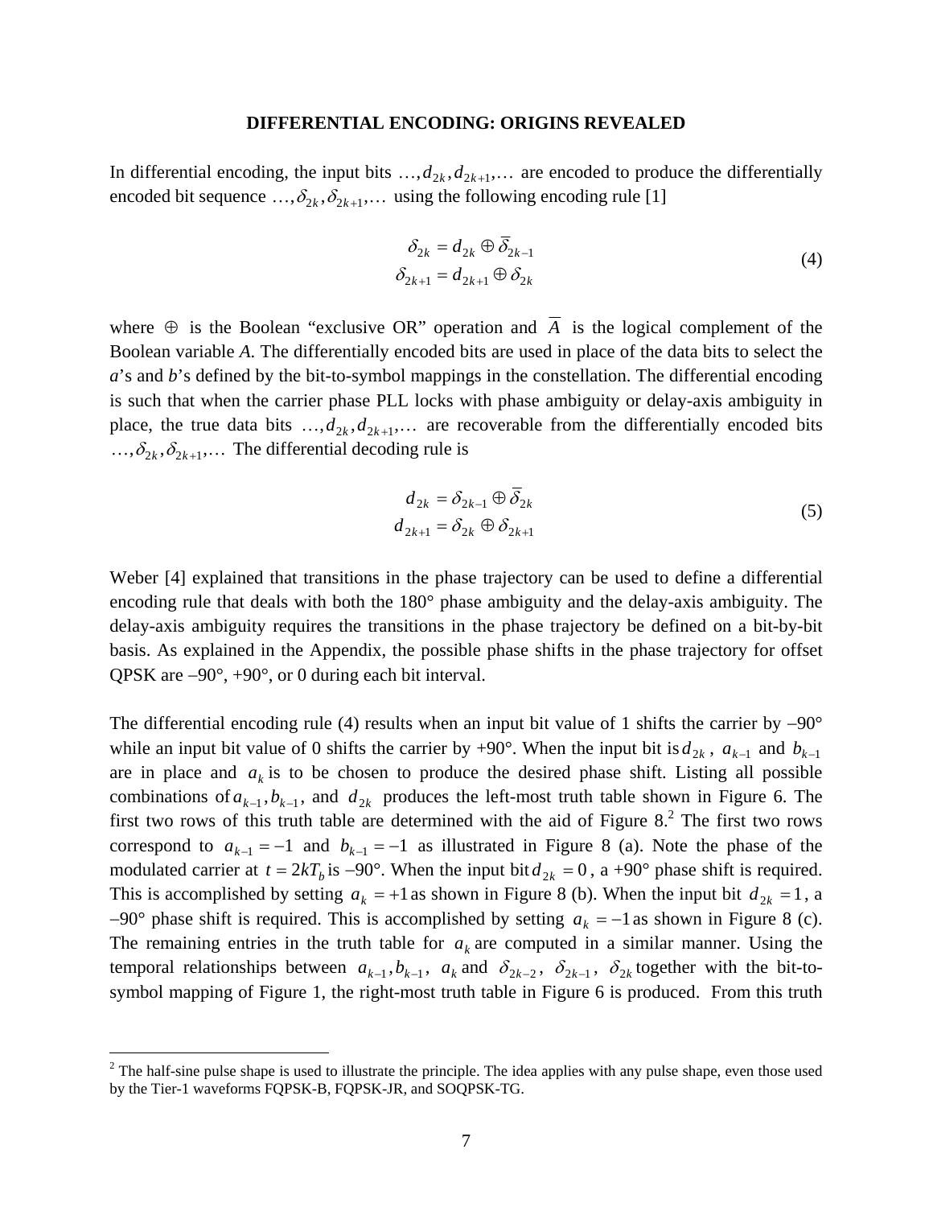**DIFFERENTIAL ENCODING: ORIGINS REVEALED**

In differential encoding, the input bits $\ldots, d_{2k}, d_{2k+1}, \ldots$ are encoded to produce the differentially encoded bit sequence $\ldots, \delta_{2k}, \delta_{2k+1}, \ldots$ using the following encoding rule [1]

$$
\begin{aligned}
\delta_{2k} &= d_{2k} \oplus \overline{\delta}_{2k-1} \\
\delta_{2k+1} &= d_{2k+1} \oplus \delta_{2k}
\end{aligned}
\tag{4}
$$

where $\oplus$ is the Boolean "exclusive OR" operation and $\overline{A}$ is the logical complement of the Boolean variable *A*. The differentially encoded bits are used in place of the data bits to select the *a*'s and *b*'s defined by the bit-to-symbol mappings in the constellation. The differential encoding is such that when the carrier phase PLL locks with phase ambiguity or delay-axis ambiguity in place, the true data bits $\ldots, d_{2k}, d_{2k+1}, \ldots$ are recoverable from the differentially encoded bits $\ldots, \delta_{2k}, \delta_{2k+1}, \ldots$ The differential decoding rule is

$$
\begin{aligned}
d_{2k} &= \delta_{2k-1} \oplus \overline{\delta}_{2k} \\
d_{2k+1} &= \delta_{2k} \oplus \delta_{2k+1}
\end{aligned}
\tag{5}
$$

Weber [4] explained that transitions in the phase trajectory can be used to define a differential encoding rule that deals with both the 180° phase ambiguity and the delay-axis ambiguity. The delay-axis ambiguity requires the transitions in the phase trajectory be defined on a bit-by-bit basis. As explained in the Appendix, the possible phase shifts in the phase trajectory for offset QPSK are –90°, +90°, or 0 during each bit interval.

The differential encoding rule (4) results when an input bit value of 1 shifts the carrier by –90° while an input bit value of 0 shifts the carrier by +90°. When the input bit is $d_{2k}$, $a_{k-1}$ and $b_{k-1}$ are in place and $a_k$ is to be chosen to produce the desired phase shift. Listing all possible combinations of $a_{k-1}, b_{k-1}$, and $d_{2k}$ produces the left-most truth table shown in Figure 6. The first two rows of this truth table are determined with the aid of Figure 8.[2] The first two rows correspond to $a_{k-1} = -1$ and $b_{k-1} = -1$ as illustrated in Figure 8 (a). Note the phase of the modulated carrier at $t = 2kT_b$ is –90°. When the input bit $d_{2k} = 0$, a +90° phase shift is required. This is accomplished by setting $a_k = +1$ as shown in Figure 8 (b). When the input bit $d_{2k} = 1$, a –90° phase shift is required. This is accomplished by setting $a_k = -1$ as shown in Figure 8 (c). The remaining entries in the truth table for $a_k$ are computed in a similar manner. Using the temporal relationships between $a_{k-1}, b_{k-1}$, $a_k$ and $\delta_{2k-2}$, $\delta_{2k-1}$, $\delta_{2k}$ together with the bit-to-symbol mapping of Figure 1, the right-most truth table in Figure 6 is produced. From this truth

[2] The half-sine pulse shape is used to illustrate the principle. The idea applies with any pulse shape, even those used by the Tier-1 waveforms FQPSK-B, FQPSK-JR, and SOQPSK-TG.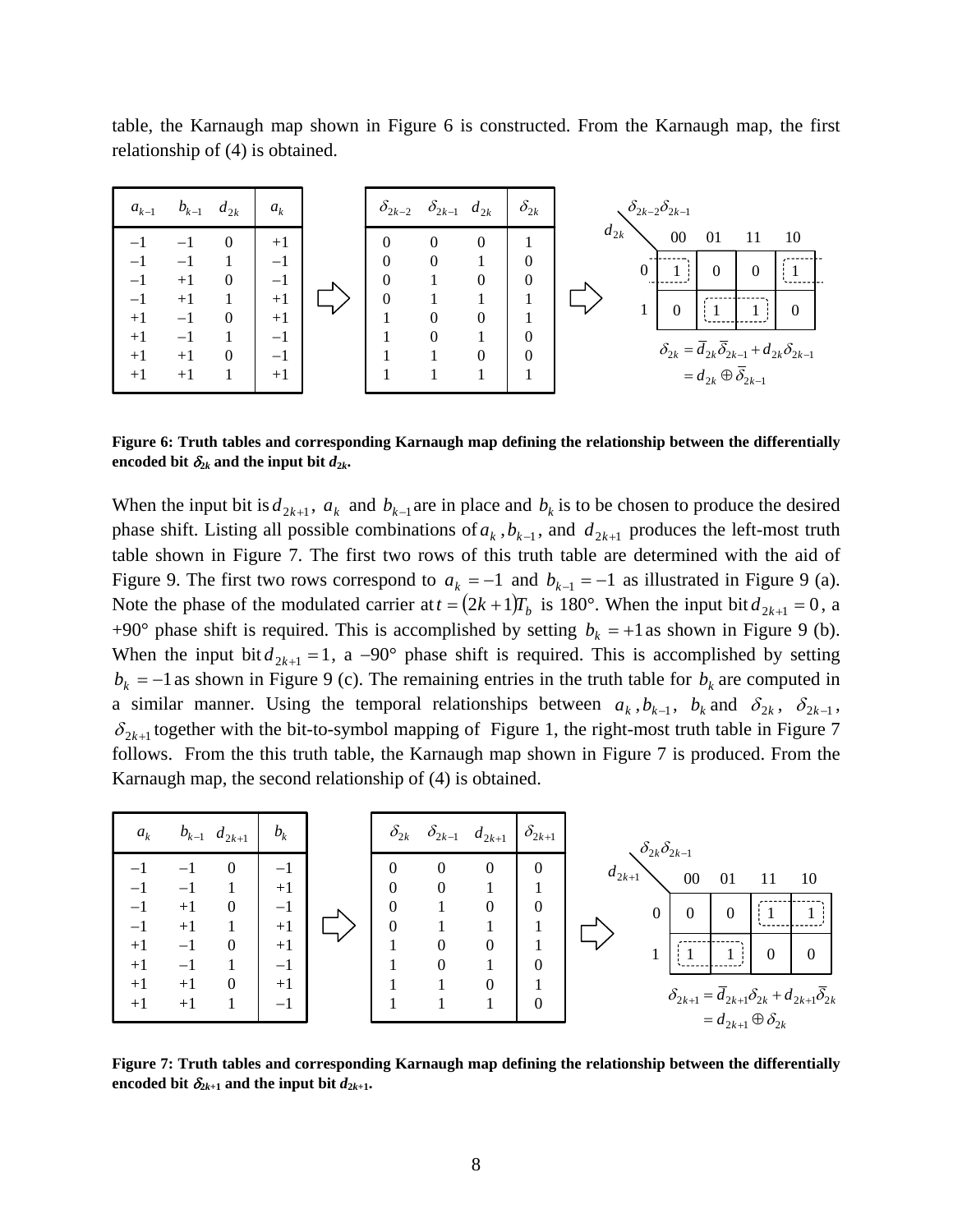table, the Karnaugh map shown in Figure 6 is constructed. From the Karnaugh map, the first relationship of (4) is obtained.

| $a_{k-1}$ | $b_{k-1}$ | $d_{2k}$ | $a_k$ |
|---|---|---|---|
| −1 | −1 | 0 | +1 |
| −1 | −1 | 1 | −1 |
| −1 | +1 | 0 | −1 |
| −1 | +1 | 1 | +1 |
| +1 | −1 | 0 | +1 |
| +1 | −1 | 1 | −1 |
| +1 | +1 | 0 | −1 |
| +1 | +1 | 1 | +1 |

⇨

| $\delta_{2k-2}$ | $\delta_{2k-1}$ | $d_{2k}$ | $\delta_{2k}$ |
|---|---|---|---|
| 0 | 0 | 0 | 1 |
| 0 | 0 | 1 | 0 |
| 0 | 1 | 0 | 0 |
| 0 | 1 | 1 | 1 |
| 1 | 0 | 0 | 1 |
| 1 | 0 | 1 | 0 |
| 1 | 1 | 0 | 0 |
| 1 | 1 | 1 | 1 |

⇨

| $d_{2k}$ \ $\delta_{2k-2}\delta_{2k-1}$ | 00 | 01 | 11 | 10 |
|---|---|---|---|---|
| 0 | 1 | 0 | 0 | 1 |
| 1 | 0 | 1 | 1 | 0 |

$$\delta_{2k} = \bar{d}_{2k}\bar{\delta}_{2k-1} + d_{2k}\delta_{2k-1}$$
$$= d_{2k} \oplus \bar{\delta}_{2k-1}$$

**Figure 6: Truth tables and corresponding Karnaugh map defining the relationship between the differentially encoded bit $\delta_{2k}$ and the input bit $d_{2k}$.**

When the input bit is $d_{2k+1}$, $a_k$ and $b_{k-1}$ are in place and $b_k$ is to be chosen to produce the desired phase shift. Listing all possible combinations of $a_k$, $b_{k-1}$, and $d_{2k+1}$ produces the left-most truth table shown in Figure 7. The first two rows of this truth table are determined with the aid of Figure 9. The first two rows correspond to $a_k = -1$ and $b_{k-1} = -1$ as illustrated in Figure 9 (a). Note the phase of the modulated carrier at $t = (2k+1)T_b$ is 180°. When the input bit $d_{2k+1} = 0$, a +90° phase shift is required. This is accomplished by setting $b_k = +1$ as shown in Figure 9 (b). When the input bit $d_{2k+1} = 1$, a −90° phase shift is required. This is accomplished by setting $b_k = -1$ as shown in Figure 9 (c). The remaining entries in the truth table for $b_k$ are computed in a similar manner. Using the temporal relationships between $a_k$, $b_{k-1}$, $b_k$ and $\delta_{2k}$, $\delta_{2k-1}$, $\delta_{2k+1}$ together with the bit-to-symbol mapping of Figure 1, the right-most truth table in Figure 7 follows. From the this truth table, the Karnaugh map shown in Figure 7 is produced. From the Karnaugh map, the second relationship of (4) is obtained.

| $a_k$ | $b_{k-1}$ | $d_{2k+1}$ | $b_k$ |
|---|---|---|---|
| −1 | −1 | 0 | −1 |
| −1 | −1 | 1 | +1 |
| −1 | +1 | 0 | −1 |
| −1 | +1 | 1 | +1 |
| +1 | −1 | 0 | +1 |
| +1 | −1 | 1 | −1 |
| +1 | +1 | 0 | +1 |
| +1 | +1 | 1 | −1 |

⇨

| $\delta_{2k}$ | $\delta_{2k-1}$ | $d_{2k+1}$ | $\delta_{2k+1}$ |
|---|---|---|---|
| 0 | 0 | 0 | 0 |
| 0 | 0 | 1 | 1 |
| 0 | 1 | 0 | 0 |
| 0 | 1 | 1 | 1 |
| 1 | 0 | 0 | 1 |
| 1 | 0 | 1 | 0 |
| 1 | 1 | 0 | 1 |
| 1 | 1 | 1 | 0 |

⇨

| $d_{2k+1}$ \ $\delta_{2k}\delta_{2k-1}$ | 00 | 01 | 11 | 10 |
|---|---|---|---|---|
| 0 | 0 | 0 | 1 | 1 |
| 1 | 1 | 1 | 0 | 0 |

$$\delta_{2k+1} = \bar{d}_{2k+1}\delta_{2k} + d_{2k+1}\bar{\delta}_{2k}$$
$$= d_{2k+1} \oplus \delta_{2k}$$

**Figure 7: Truth tables and corresponding Karnaugh map defining the relationship between the differentially encoded bit $\delta_{2k+1}$ and the input bit $d_{2k+1}$.**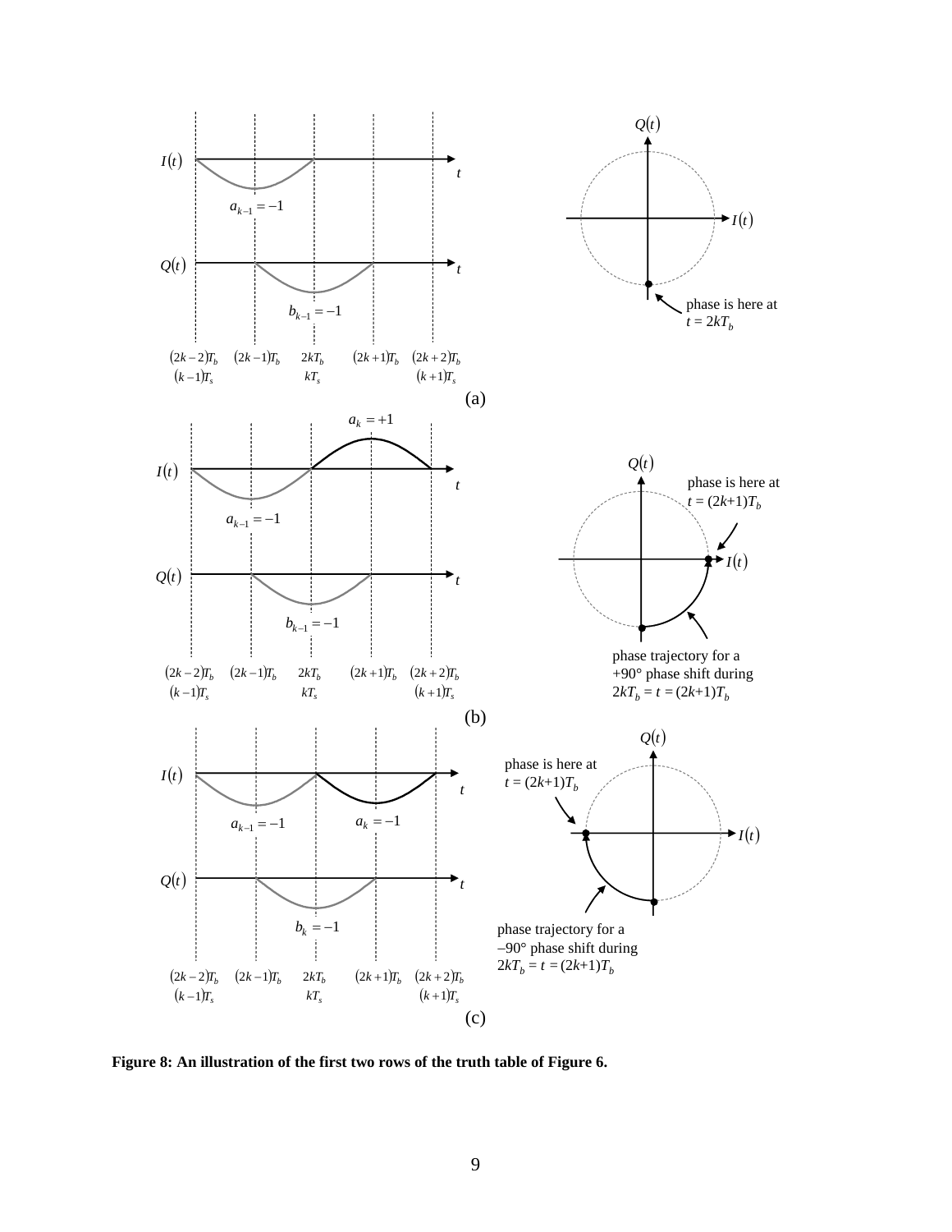**Figure 8: An illustration of the first two rows of the truth table of Figure 6.**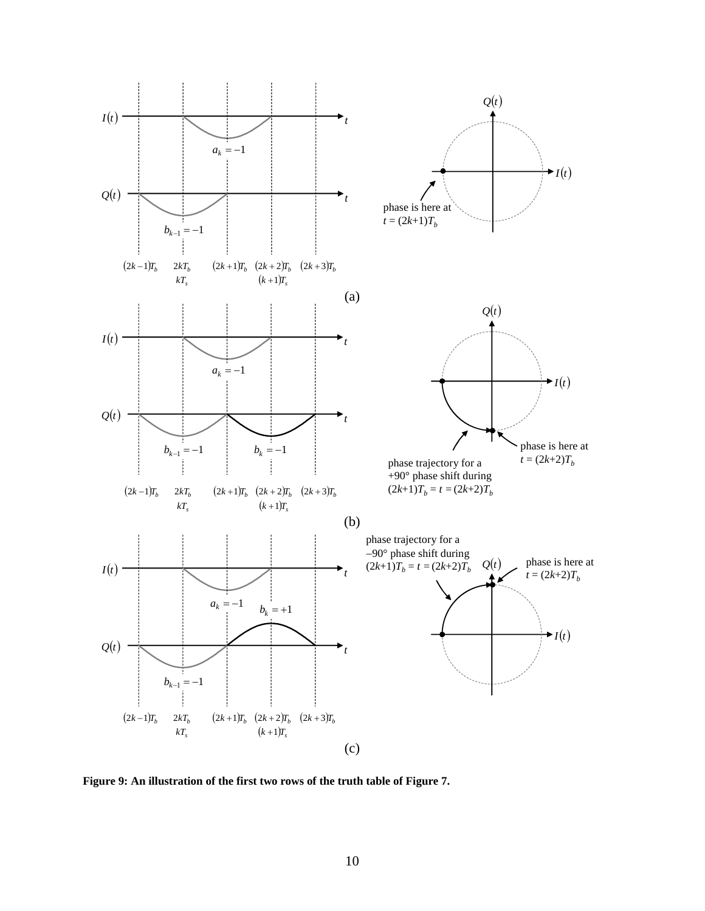Figure 9: An illustration of the first two rows of the truth table of Figure 7.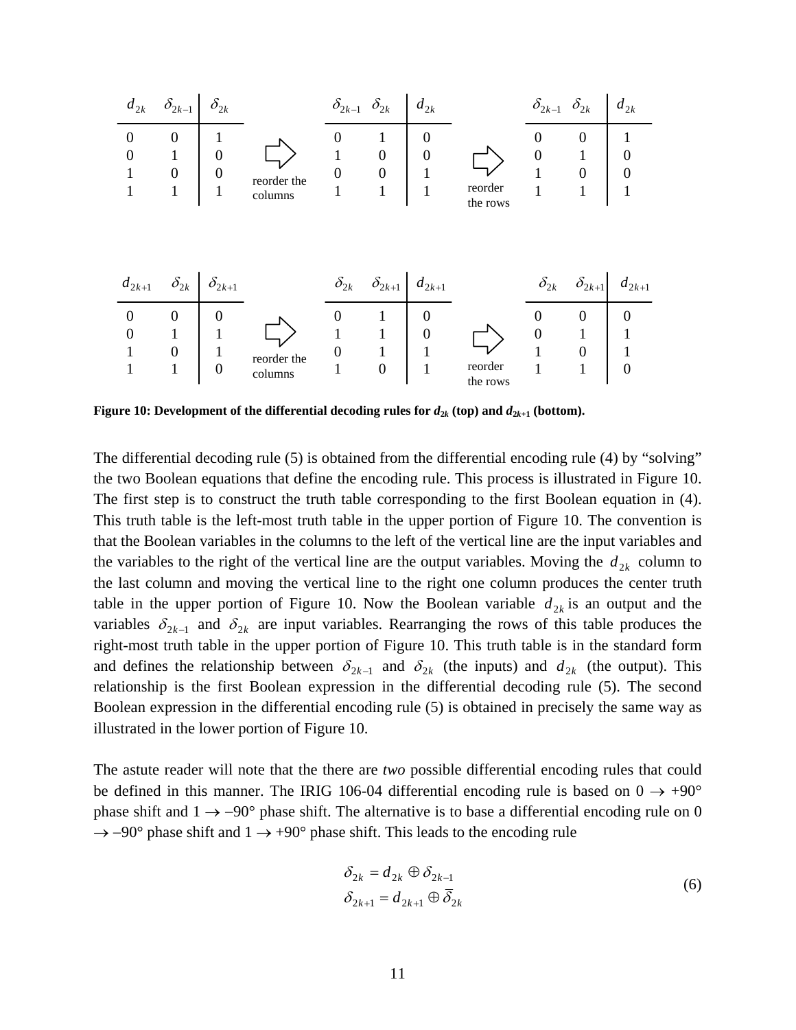| $d_{2k}$ | $\delta_{2k-1}$ | $\delta_{2k}$ |
|---|---|---|
| 0 | 0 | 1 |
| 0 | 1 | 0 |
| 1 | 0 | 0 |
| 1 | 1 | 1 |

⇨ reorder the columns

| $\delta_{2k-1}$ | $\delta_{2k}$ | $d_{2k}$ |
|---|---|---|
| 0 | 1 | 0 |
| 1 | 0 | 0 |
| 0 | 0 | 1 |
| 1 | 1 | 1 |

⇨ reorder the rows

| $\delta_{2k-1}$ | $\delta_{2k}$ | $d_{2k}$ |
|---|---|---|
| 0 | 0 | 1 |
| 0 | 1 | 0 |
| 1 | 0 | 0 |
| 1 | 1 | 1 |

| $d_{2k+1}$ | $\delta_{2k}$ | $\delta_{2k+1}$ |
|---|---|---|
| 0 | 0 | 0 |
| 0 | 1 | 1 |
| 1 | 0 | 1 |
| 1 | 1 | 0 |

⇨ reorder the columns

| $\delta_{2k}$ | $\delta_{2k+1}$ | $d_{2k+1}$ |
|---|---|---|
| 0 | 1 | 0 |
| 1 | 1 | 0 |
| 0 | 1 | 1 |
| 1 | 0 | 1 |

⇨ reorder the rows

| $\delta_{2k}$ | $\delta_{2k+1}$ | $d_{2k+1}$ |
|---|---|---|
| 0 | 0 | 0 |
| 0 | 1 | 1 |
| 1 | 0 | 1 |
| 1 | 1 | 0 |

**Figure 10: Development of the differential decoding rules for $d_{2k}$ (top) and $d_{2k+1}$ (bottom).**

The differential decoding rule (5) is obtained from the differential encoding rule (4) by "solving" the two Boolean equations that define the encoding rule. This process is illustrated in Figure 10. The first step is to construct the truth table corresponding to the first Boolean equation in (4). This truth table is the left-most truth table in the upper portion of Figure 10. The convention is that the Boolean variables in the columns to the left of the vertical line are the input variables and the variables to the right of the vertical line are the output variables. Moving the $d_{2k}$ column to the last column and moving the vertical line to the right one column produces the center truth table in the upper portion of Figure 10. Now the Boolean variable $d_{2k}$ is an output and the variables $\delta_{2k-1}$ and $\delta_{2k}$ are input variables. Rearranging the rows of this table produces the right-most truth table in the upper portion of Figure 10. This truth table is in the standard form and defines the relationship between $\delta_{2k-1}$ and $\delta_{2k}$ (the inputs) and $d_{2k}$ (the output). This relationship is the first Boolean expression in the differential decoding rule (5). The second Boolean expression in the differential encoding rule (5) is obtained in precisely the same way as illustrated in the lower portion of Figure 10.

The astute reader will note that the there are *two* possible differential encoding rules that could be defined in this manner. The IRIG 106-04 differential encoding rule is based on 0 → +90° phase shift and 1 → –90° phase shift. The alternative is to base a differential encoding rule on 0 → –90° phase shift and 1 → +90° phase shift. This leads to the encoding rule

$$
\begin{aligned}
\delta_{2k} &= d_{2k} \oplus \delta_{2k-1} \\
\delta_{2k+1} &= d_{2k+1} \oplus \bar{\delta}_{2k}
\end{aligned}
\tag{6}
$$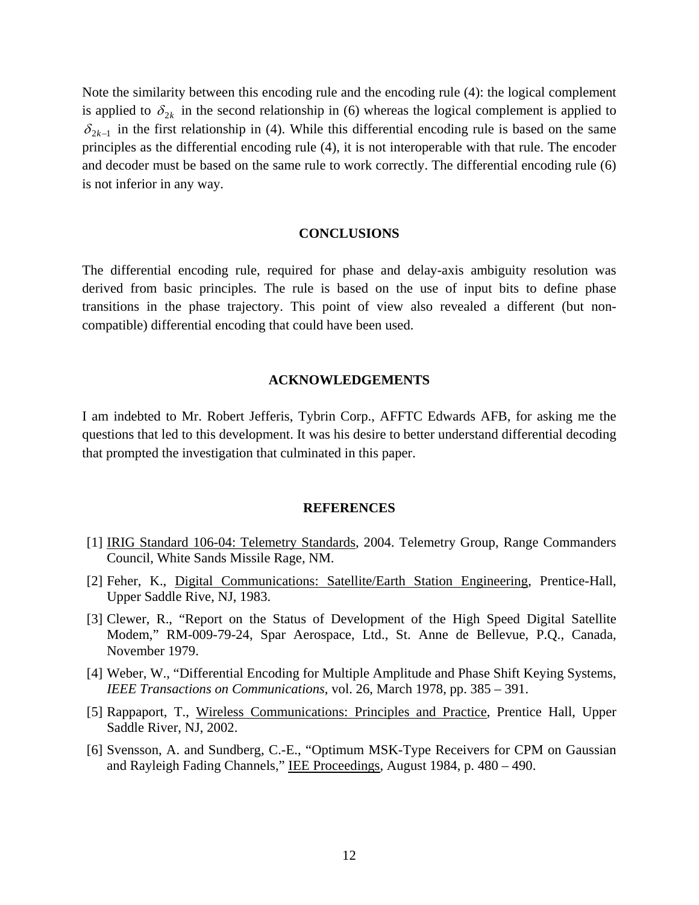Note the similarity between this encoding rule and the encoding rule (4): the logical complement is applied to $\delta_{2k}$ in the second relationship in (6) whereas the logical complement is applied to $\delta_{2k-1}$ in the first relationship in (4). While this differential encoding rule is based on the same principles as the differential encoding rule (4), it is not interoperable with that rule. The encoder and decoder must be based on the same rule to work correctly. The differential encoding rule (6) is not inferior in any way.

## CONCLUSIONS

The differential encoding rule, required for phase and delay-axis ambiguity resolution was derived from basic principles. The rule is based on the use of input bits to define phase transitions in the phase trajectory. This point of view also revealed a different (but non-compatible) differential encoding that could have been used.

## ACKNOWLEDGEMENTS

I am indebted to Mr. Robert Jefferis, Tybrin Corp., AFFTC Edwards AFB, for asking me the questions that led to this development. It was his desire to better understand differential decoding that prompted the investigation that culminated in this paper.

## REFERENCES

[1] IRIG Standard 106-04: Telemetry Standards, 2004. Telemetry Group, Range Commanders Council, White Sands Missile Rage, NM.

[2] Feher, K., Digital Communications: Satellite/Earth Station Engineering, Prentice-Hall, Upper Saddle Rive, NJ, 1983.

[3] Clewer, R., "Report on the Status of Development of the High Speed Digital Satellite Modem," RM-009-79-24, Spar Aerospace, Ltd., St. Anne de Bellevue, P.Q., Canada, November 1979.

[4] Weber, W., "Differential Encoding for Multiple Amplitude and Phase Shift Keying Systems, *IEEE Transactions on Communications*, vol. 26, March 1978, pp. 385 – 391.

[5] Rappaport, T., Wireless Communications: Principles and Practice, Prentice Hall, Upper Saddle River, NJ, 2002.

[6] Svensson, A. and Sundberg, C.-E., "Optimum MSK-Type Receivers for CPM on Gaussian and Rayleigh Fading Channels," IEE Proceedings, August 1984, p. 480 – 490.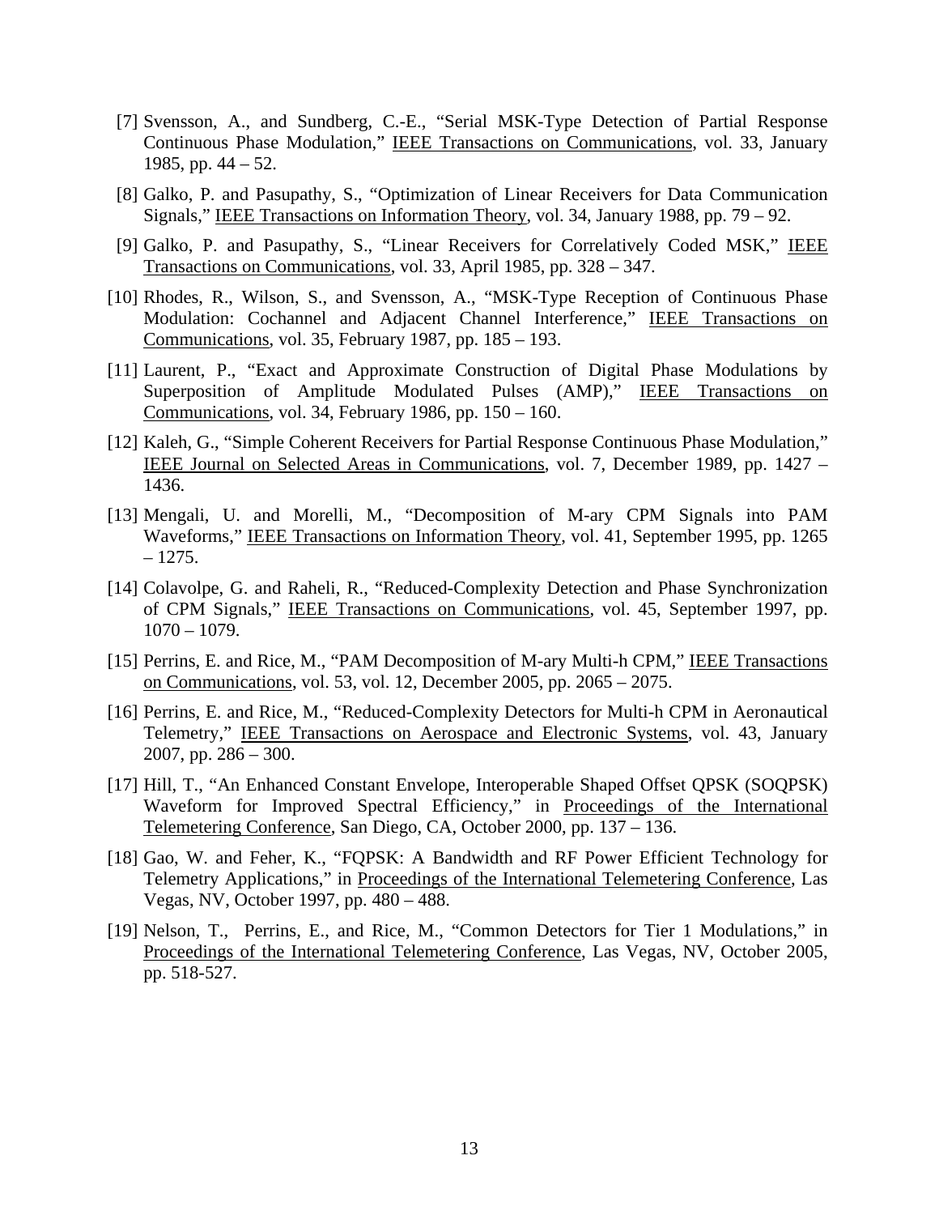[7] Svensson, A., and Sundberg, C.-E., "Serial MSK-Type Detection of Partial Response Continuous Phase Modulation," IEEE Transactions on Communications, vol. 33, January 1985, pp. 44 – 52.

[8] Galko, P. and Pasupathy, S., "Optimization of Linear Receivers for Data Communication Signals," IEEE Transactions on Information Theory, vol. 34, January 1988, pp. 79 – 92.

[9] Galko, P. and Pasupathy, S., "Linear Receivers for Correlatively Coded MSK," IEEE Transactions on Communications, vol. 33, April 1985, pp. 328 – 347.

[10] Rhodes, R., Wilson, S., and Svensson, A., "MSK-Type Reception of Continuous Phase Modulation: Cochannel and Adjacent Channel Interference," IEEE Transactions on Communications, vol. 35, February 1987, pp. 185 – 193.

[11] Laurent, P., "Exact and Approximate Construction of Digital Phase Modulations by Superposition of Amplitude Modulated Pulses (AMP)," IEEE Transactions on Communications, vol. 34, February 1986, pp. 150 – 160.

[12] Kaleh, G., "Simple Coherent Receivers for Partial Response Continuous Phase Modulation," IEEE Journal on Selected Areas in Communications, vol. 7, December 1989, pp. 1427 – 1436.

[13] Mengali, U. and Morelli, M., "Decomposition of M-ary CPM Signals into PAM Waveforms," IEEE Transactions on Information Theory, vol. 41, September 1995, pp. 1265 – 1275.

[14] Colavolpe, G. and Raheli, R., "Reduced-Complexity Detection and Phase Synchronization of CPM Signals," IEEE Transactions on Communications, vol. 45, September 1997, pp. 1070 – 1079.

[15] Perrins, E. and Rice, M., "PAM Decomposition of M-ary Multi-h CPM," IEEE Transactions on Communications, vol. 53, vol. 12, December 2005, pp. 2065 – 2075.

[16] Perrins, E. and Rice, M., "Reduced-Complexity Detectors for Multi-h CPM in Aeronautical Telemetry," IEEE Transactions on Aerospace and Electronic Systems, vol. 43, January 2007, pp. 286 – 300.

[17] Hill, T., "An Enhanced Constant Envelope, Interoperable Shaped Offset QPSK (SOQPSK) Waveform for Improved Spectral Efficiency," in Proceedings of the International Telemetering Conference, San Diego, CA, October 2000, pp. 137 – 136.

[18] Gao, W. and Feher, K., "FQPSK: A Bandwidth and RF Power Efficient Technology for Telemetry Applications," in Proceedings of the International Telemetering Conference, Las Vegas, NV, October 1997, pp. 480 – 488.

[19] Nelson, T., Perrins, E., and Rice, M., "Common Detectors for Tier 1 Modulations," in Proceedings of the International Telemetering Conference, Las Vegas, NV, October 2005, pp. 518-527.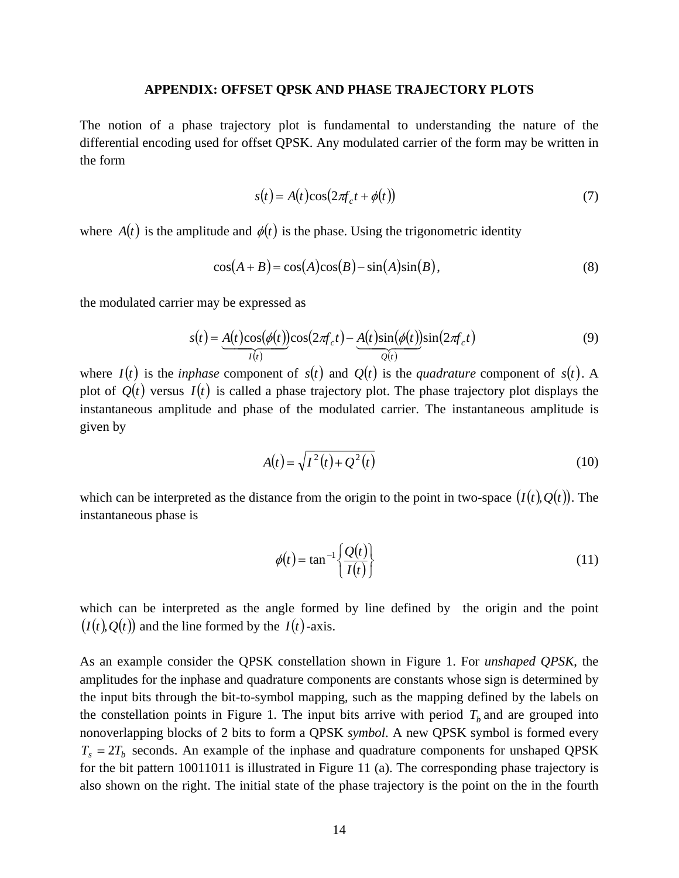## APPENDIX: OFFSET QPSK AND PHASE TRAJECTORY PLOTS

The notion of a phase trajectory plot is fundamental to understanding the nature of the differential encoding used for offset QPSK. Any modulated carrier of the form may be written in the form

$$s(t) = A(t)\cos(2\pi f_c t + \phi(t)) \tag{7}$$

where $A(t)$ is the amplitude and $\phi(t)$ is the phase. Using the trigonometric identity

$$\cos(A+B) = \cos(A)\cos(B) - \sin(A)\sin(B), \tag{8}$$

the modulated carrier may be expressed as

$$s(t) = \underbrace{A(t)\cos(\phi(t))}_{I(t)}\cos(2\pi f_c t) - \underbrace{A(t)\sin(\phi(t))}_{Q(t)}\sin(2\pi f_c t) \tag{9}$$

where $I(t)$ is the *inphase* component of $s(t)$ and $Q(t)$ is the *quadrature* component of $s(t)$. A plot of $Q(t)$ versus $I(t)$ is called a phase trajectory plot. The phase trajectory plot displays the instantaneous amplitude and phase of the modulated carrier. The instantaneous amplitude is given by

$$A(t) = \sqrt{I^2(t) + Q^2(t)} \tag{10}$$

which can be interpreted as the distance from the origin to the point in two-space $(I(t), Q(t))$. The instantaneous phase is

$$\phi(t) = \tan^{-1}\left\{\frac{Q(t)}{I(t)}\right\} \tag{11}$$

which can be interpreted as the angle formed by line defined by the origin and the point $(I(t), Q(t))$ and the line formed by the $I(t)$-axis.

As an example consider the QPSK constellation shown in Figure 1. For *unshaped QPSK*, the amplitudes for the inphase and quadrature components are constants whose sign is determined by the input bits through the bit-to-symbol mapping, such as the mapping defined by the labels on the constellation points in Figure 1. The input bits arrive with period $T_b$ and are grouped into nonoverlapping blocks of 2 bits to form a QPSK *symbol*. A new QPSK symbol is formed every $T_s = 2T_b$ seconds. An example of the inphase and quadrature components for unshaped QPSK for the bit pattern 10011011 is illustrated in Figure 11 (a). The corresponding phase trajectory is also shown on the right. The initial state of the phase trajectory is the point on the in the fourth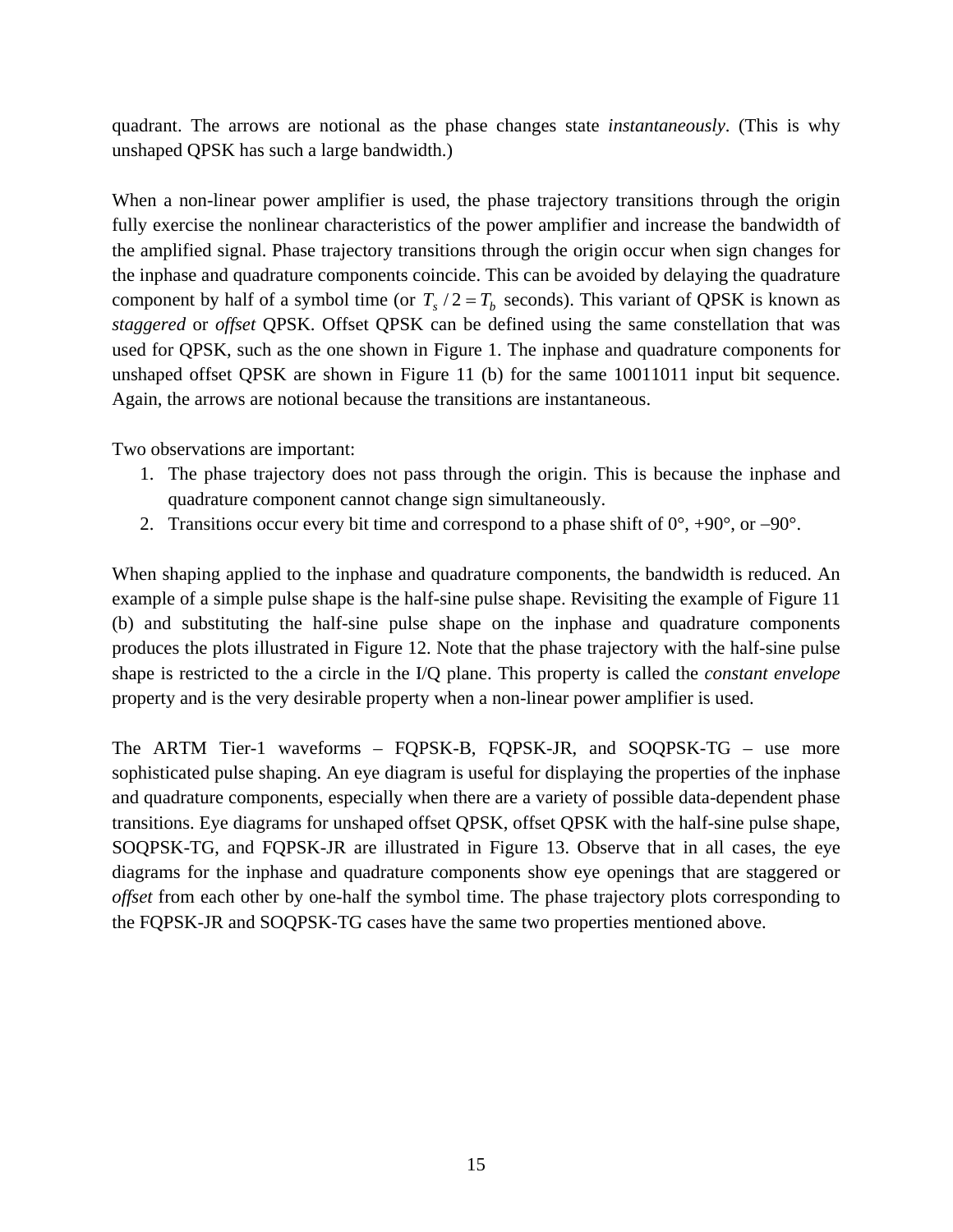quadrant. The arrows are notional as the phase changes state *instantaneously*. (This is why unshaped QPSK has such a large bandwidth.)

When a non-linear power amplifier is used, the phase trajectory transitions through the origin fully exercise the nonlinear characteristics of the power amplifier and increase the bandwidth of the amplified signal. Phase trajectory transitions through the origin occur when sign changes for the inphase and quadrature components coincide. This can be avoided by delaying the quadrature component by half of a symbol time (or $T_s / 2 = T_b$ seconds). This variant of QPSK is known as *staggered* or *offset* QPSK. Offset QPSK can be defined using the same constellation that was used for QPSK, such as the one shown in Figure 1. The inphase and quadrature components for unshaped offset QPSK are shown in Figure 11 (b) for the same 10011011 input bit sequence. Again, the arrows are notional because the transitions are instantaneous.

Two observations are important:

1. The phase trajectory does not pass through the origin. This is because the inphase and quadrature component cannot change sign simultaneously.
2. Transitions occur every bit time and correspond to a phase shift of 0°, +90°, or –90°.

When shaping applied to the inphase and quadrature components, the bandwidth is reduced. An example of a simple pulse shape is the half-sine pulse shape. Revisiting the example of Figure 11 (b) and substituting the half-sine pulse shape on the inphase and quadrature components produces the plots illustrated in Figure 12. Note that the phase trajectory with the half-sine pulse shape is restricted to the a circle in the I/Q plane. This property is called the *constant envelope* property and is the very desirable property when a non-linear power amplifier is used.

The ARTM Tier-1 waveforms – FQPSK-B, FQPSK-JR, and SOQPSK-TG – use more sophisticated pulse shaping. An eye diagram is useful for displaying the properties of the inphase and quadrature components, especially when there are a variety of possible data-dependent phase transitions. Eye diagrams for unshaped offset QPSK, offset QPSK with the half-sine pulse shape, SOQPSK-TG, and FQPSK-JR are illustrated in Figure 13. Observe that in all cases, the eye diagrams for the inphase and quadrature components show eye openings that are staggered or *offset* from each other by one-half the symbol time. The phase trajectory plots corresponding to the FQPSK-JR and SOQPSK-TG cases have the same two properties mentioned above.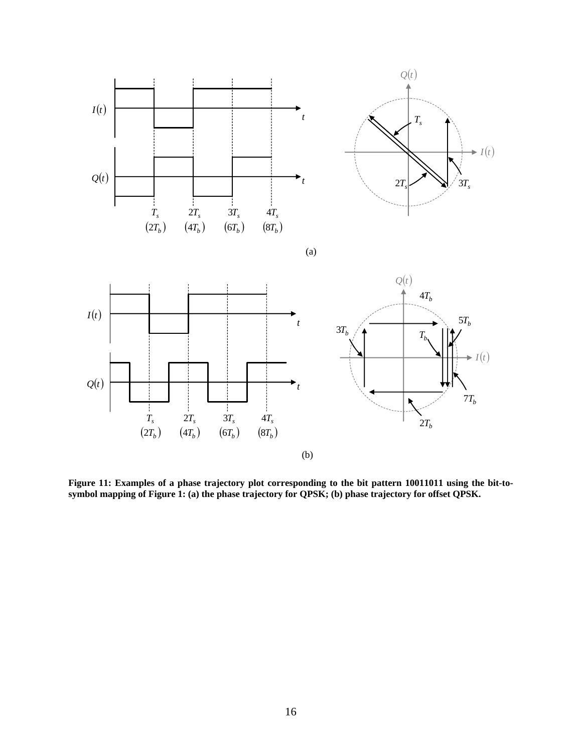(a)

(b)

**Figure 11: Examples of a phase trajectory plot corresponding to the bit pattern 10011011 using the bit-to-symbol mapping of Figure 1: (a) the phase trajectory for QPSK; (b) phase trajectory for offset QPSK.**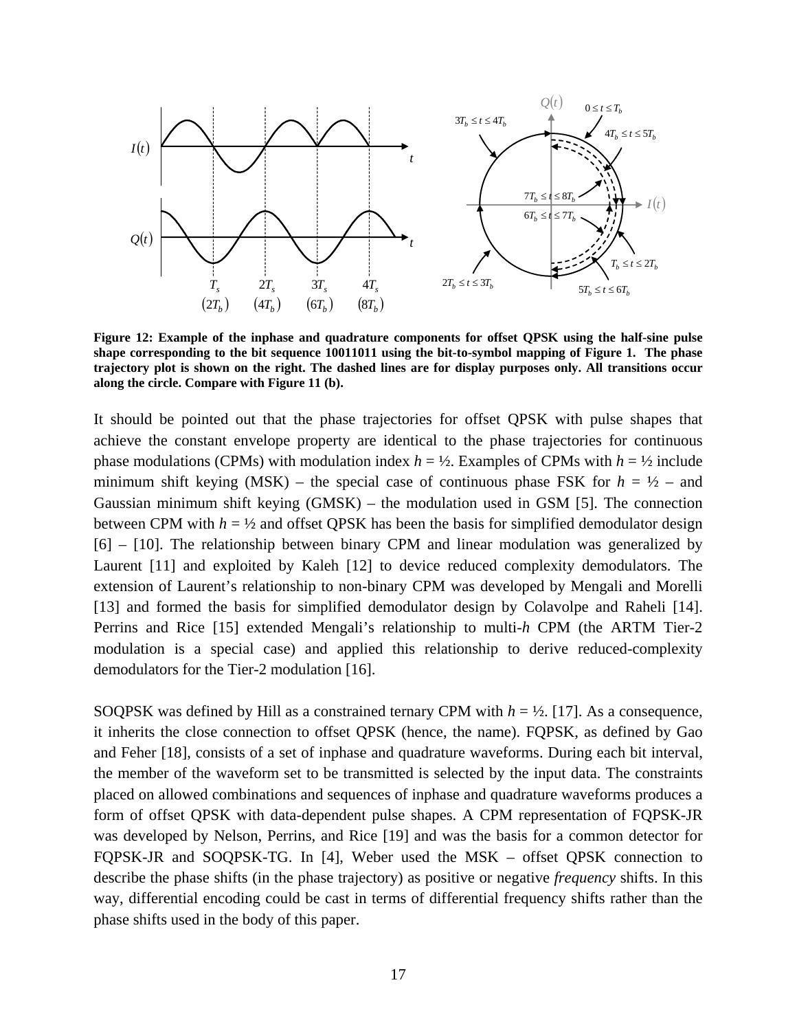**Figure 12: Example of the inphase and quadrature components for offset QPSK using the half-sine pulse shape corresponding to the bit sequence 10011011 using the bit-to-symbol mapping of Figure 1. The phase trajectory plot is shown on the right. The dashed lines are for display purposes only. All transitions occur along the circle. Compare with Figure 11 (b).**

It should be pointed out that the phase trajectories for offset QPSK with pulse shapes that achieve the constant envelope property are identical to the phase trajectories for continuous phase modulations (CPMs) with modulation index $h$ = ½. Examples of CPMs with $h$ = ½ include minimum shift keying (MSK) – the special case of continuous phase FSK for $h$ = ½ – and Gaussian minimum shift keying (GMSK) – the modulation used in GSM [5]. The connection between CPM with $h$ = ½ and offset QPSK has been the basis for simplified demodulator design [6] – [10]. The relationship between binary CPM and linear modulation was generalized by Laurent [11] and exploited by Kaleh [12] to device reduced complexity demodulators. The extension of Laurent's relationship to non-binary CPM was developed by Mengali and Morelli [13] and formed the basis for simplified demodulator design by Colavolpe and Raheli [14]. Perrins and Rice [15] extended Mengali's relationship to multi-$h$ CPM (the ARTM Tier-2 modulation is a special case) and applied this relationship to derive reduced-complexity demodulators for the Tier-2 modulation [16].

SOQPSK was defined by Hill as a constrained ternary CPM with $h$ = ½. [17]. As a consequence, it inherits the close connection to offset QPSK (hence, the name). FQPSK, as defined by Gao and Feher [18], consists of a set of inphase and quadrature waveforms. During each bit interval, the member of the waveform set to be transmitted is selected by the input data. The constraints placed on allowed combinations and sequences of inphase and quadrature waveforms produces a form of offset QPSK with data-dependent pulse shapes. A CPM representation of FQPSK-JR was developed by Nelson, Perrins, and Rice [19] and was the basis for a common detector for FQPSK-JR and SOQPSK-TG. In [4], Weber used the MSK – offset QPSK connection to describe the phase shifts (in the phase trajectory) as positive or negative *frequency* shifts. In this way, differential encoding could be cast in terms of differential frequency shifts rather than the phase shifts used in the body of this paper.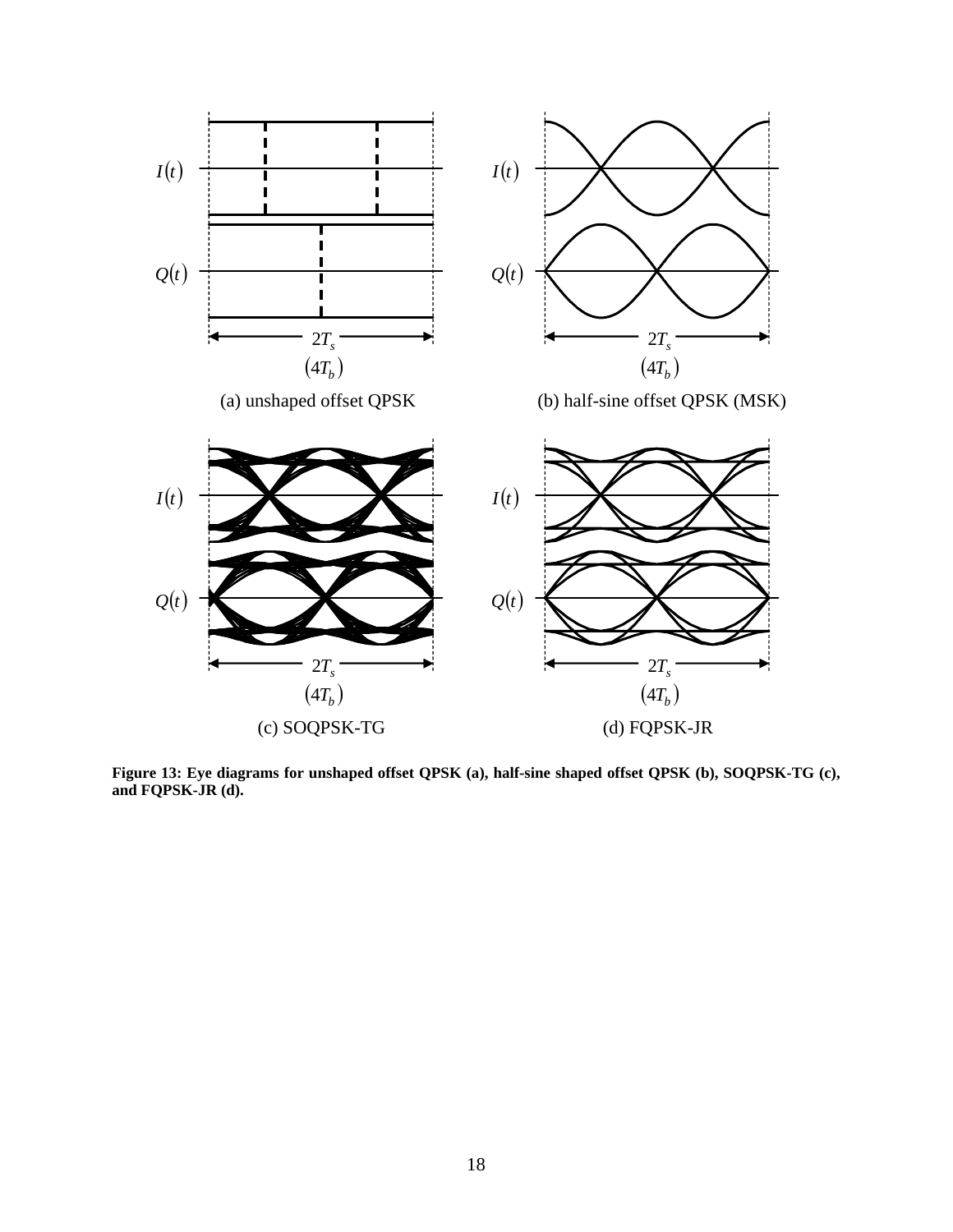$I(t)$

$Q(t)$

$2T_s$

$(4T_b)$

(a) unshaped offset QPSK

$I(t)$

$Q(t)$

$2T_s$

$(4T_b)$

(b) half-sine offset QPSK (MSK)

$I(t)$

$Q(t)$

$2T_s$

$(4T_b)$

(c) SOQPSK-TG

$I(t)$

$Q(t)$

$2T_s$

$(4T_b)$

(d) FQPSK-JR

**Figure 13: Eye diagrams for unshaped offset QPSK (a), half-sine shaped offset QPSK (b), SOQPSK-TG (c), and FQPSK-JR (d).**